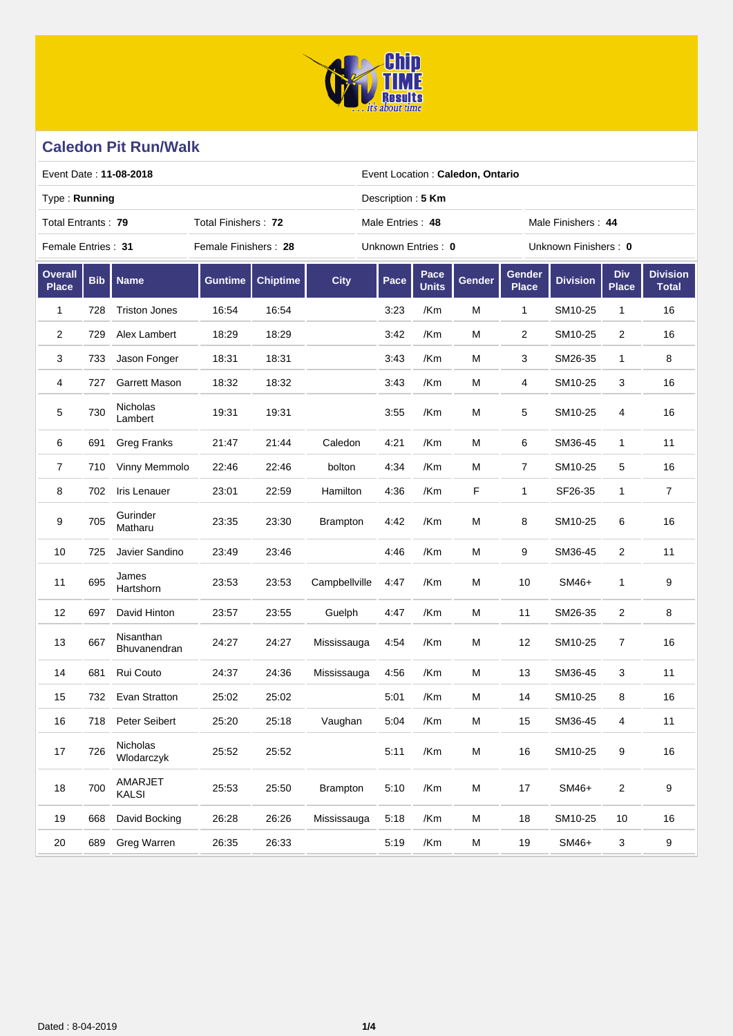## Caledon Pit Run/Walk

| | | | |
|---|---|---|---|
| Event Date : **11-08-2018** | | Event Location : **Caledon, Ontario** | |
| Type : **Running** | | Description : **5 Km** | |
| Total Entrants : **79** | Total Finishers : **72** | Male Entries : **48** | Male Finishers : **44** |
| Female Entries : **31** | Female Finishers : **28** | Unknown Entries : **0** | Unknown Finishers : **0** |

| Overall Place | Bib | Name | Guntime | Chiptime | City | Pace | Pace Units | Gender | Gender Place | Division | Div Place | Division Total |
|---|---|---|---|---|---|---|---|---|---|---|---|---|
| 1 | 728 | Triston Jones | 16:54 | 16:54 | | 3:23 | /Km | M | 1 | SM10-25 | 1 | 16 |
| 2 | 729 | Alex Lambert | 18:29 | 18:29 | | 3:42 | /Km | M | 2 | SM10-25 | 2 | 16 |
| 3 | 733 | Jason Fonger | 18:31 | 18:31 | | 3:43 | /Km | M | 3 | SM26-35 | 1 | 8 |
| 4 | 727 | Garrett Mason | 18:32 | 18:32 | | 3:43 | /Km | M | 4 | SM10-25 | 3 | 16 |
| 5 | 730 | Nicholas Lambert | 19:31 | 19:31 | | 3:55 | /Km | M | 5 | SM10-25 | 4 | 16 |
| 6 | 691 | Greg Franks | 21:47 | 21:44 | Caledon | 4:21 | /Km | M | 6 | SM36-45 | 1 | 11 |
| 7 | 710 | Vinny Memmolo | 22:46 | 22:46 | bolton | 4:34 | /Km | M | 7 | SM10-25 | 5 | 16 |
| 8 | 702 | Iris Lenauer | 23:01 | 22:59 | Hamilton | 4:36 | /Km | F | 1 | SF26-35 | 1 | 7 |
| 9 | 705 | Gurinder Matharu | 23:35 | 23:30 | Brampton | 4:42 | /Km | M | 8 | SM10-25 | 6 | 16 |
| 10 | 725 | Javier Sandino | 23:49 | 23:46 | | 4:46 | /Km | M | 9 | SM36-45 | 2 | 11 |
| 11 | 695 | James Hartshorn | 23:53 | 23:53 | Campbellville | 4:47 | /Km | M | 10 | SM46+ | 1 | 9 |
| 12 | 697 | David Hinton | 23:57 | 23:55 | Guelph | 4:47 | /Km | M | 11 | SM26-35 | 2 | 8 |
| 13 | 667 | Nisanthan Bhuvanendran | 24:27 | 24:27 | Mississauga | 4:54 | /Km | M | 12 | SM10-25 | 7 | 16 |
| 14 | 681 | Rui Couto | 24:37 | 24:36 | Mississauga | 4:56 | /Km | M | 13 | SM36-45 | 3 | 11 |
| 15 | 732 | Evan Stratton | 25:02 | 25:02 | | 5:01 | /Km | M | 14 | SM10-25 | 8 | 16 |
| 16 | 718 | Peter Seibert | 25:20 | 25:18 | Vaughan | 5:04 | /Km | M | 15 | SM36-45 | 4 | 11 |
| 17 | 726 | Nicholas Wlodarczyk | 25:52 | 25:52 | | 5:11 | /Km | M | 16 | SM10-25 | 9 | 16 |
| 18 | 700 | AMARJET KALSI | 25:53 | 25:50 | Brampton | 5:10 | /Km | M | 17 | SM46+ | 2 | 9 |
| 19 | 668 | David Bocking | 26:28 | 26:26 | Mississauga | 5:18 | /Km | M | 18 | SM10-25 | 10 | 16 |
| 20 | 689 | Greg Warren | 26:35 | 26:33 | | 5:19 | /Km | M | 19 | SM46+ | 3 | 9 |

Dated : 8-04-2019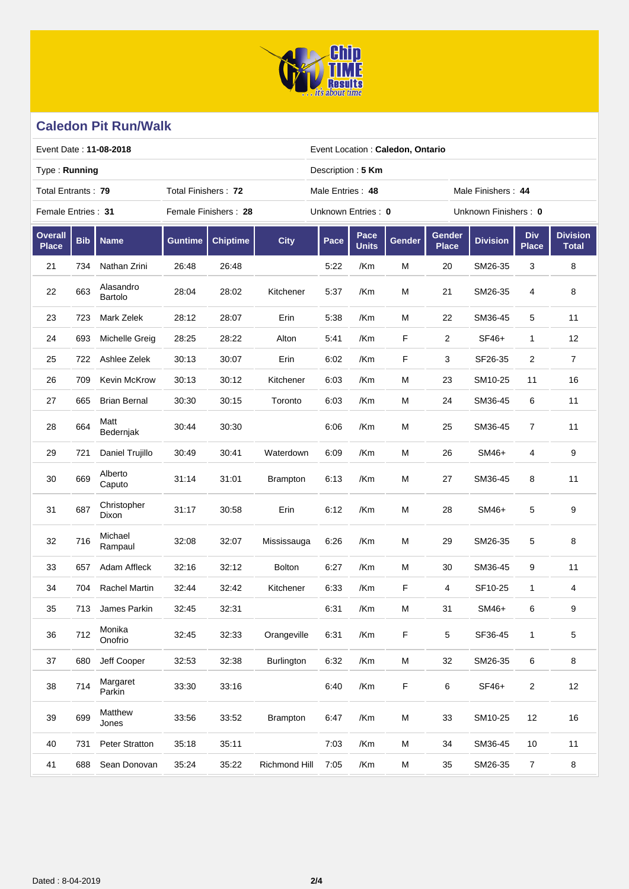## Caledon Pit Run/Walk

| | | | |
|---|---|---|---|
| Event Date : **11-08-2018** | | Event Location : **Caledon, Ontario** | |
| Type : **Running** | | Description : **5 Km** | |
| Total Entrants : **79** | Total Finishers : **72** | Male Entries : **48** | Male Finishers : **44** |
| Female Entries : **31** | Female Finishers : **28** | Unknown Entries : **0** | Unknown Finishers : **0** |

| Overall Place | Bib | Name | Guntime | Chiptime | City | Pace | Pace Units | Gender | Gender Place | Division | Div Place | Division Total |
|---|---|---|---|---|---|---|---|---|---|---|---|---|
| 21 | 734 | Nathan Zrini | 26:48 | 26:48 | | 5:22 | /Km | M | 20 | SM26-35 | 3 | 8 |
| 22 | 663 | Alasandro Bartolo | 28:04 | 28:02 | Kitchener | 5:37 | /Km | M | 21 | SM26-35 | 4 | 8 |
| 23 | 723 | Mark Zelek | 28:12 | 28:07 | Erin | 5:38 | /Km | M | 22 | SM36-45 | 5 | 11 |
| 24 | 693 | Michelle Greig | 28:25 | 28:22 | Alton | 5:41 | /Km | F | 2 | SF46+ | 1 | 12 |
| 25 | 722 | Ashlee Zelek | 30:13 | 30:07 | Erin | 6:02 | /Km | F | 3 | SF26-35 | 2 | 7 |
| 26 | 709 | Kevin McKrow | 30:13 | 30:12 | Kitchener | 6:03 | /Km | M | 23 | SM10-25 | 11 | 16 |
| 27 | 665 | Brian Bernal | 30:30 | 30:15 | Toronto | 6:03 | /Km | M | 24 | SM36-45 | 6 | 11 |
| 28 | 664 | Matt Bedernjak | 30:44 | 30:30 | | 6:06 | /Km | M | 25 | SM36-45 | 7 | 11 |
| 29 | 721 | Daniel Trujillo | 30:49 | 30:41 | Waterdown | 6:09 | /Km | M | 26 | SM46+ | 4 | 9 |
| 30 | 669 | Alberto Caputo | 31:14 | 31:01 | Brampton | 6:13 | /Km | M | 27 | SM36-45 | 8 | 11 |
| 31 | 687 | Christopher Dixon | 31:17 | 30:58 | Erin | 6:12 | /Km | M | 28 | SM46+ | 5 | 9 |
| 32 | 716 | Michael Rampaul | 32:08 | 32:07 | Mississauga | 6:26 | /Km | M | 29 | SM26-35 | 5 | 8 |
| 33 | 657 | Adam Affleck | 32:16 | 32:12 | Bolton | 6:27 | /Km | M | 30 | SM36-45 | 9 | 11 |
| 34 | 704 | Rachel Martin | 32:44 | 32:42 | Kitchener | 6:33 | /Km | F | 4 | SF10-25 | 1 | 4 |
| 35 | 713 | James Parkin | 32:45 | 32:31 | | 6:31 | /Km | M | 31 | SM46+ | 6 | 9 |
| 36 | 712 | Monika Onofrio | 32:45 | 32:33 | Orangeville | 6:31 | /Km | F | 5 | SF36-45 | 1 | 5 |
| 37 | 680 | Jeff Cooper | 32:53 | 32:38 | Burlington | 6:32 | /Km | M | 32 | SM26-35 | 6 | 8 |
| 38 | 714 | Margaret Parkin | 33:30 | 33:16 | | 6:40 | /Km | F | 6 | SF46+ | 2 | 12 |
| 39 | 699 | Matthew Jones | 33:56 | 33:52 | Brampton | 6:47 | /Km | M | 33 | SM10-25 | 12 | 16 |
| 40 | 731 | Peter Stratton | 35:18 | 35:11 | | 7:03 | /Km | M | 34 | SM36-45 | 10 | 11 |
| 41 | 688 | Sean Donovan | 35:24 | 35:22 | Richmond Hill | 7:05 | /Km | M | 35 | SM26-35 | 7 | 8 |

Dated : 8-04-2019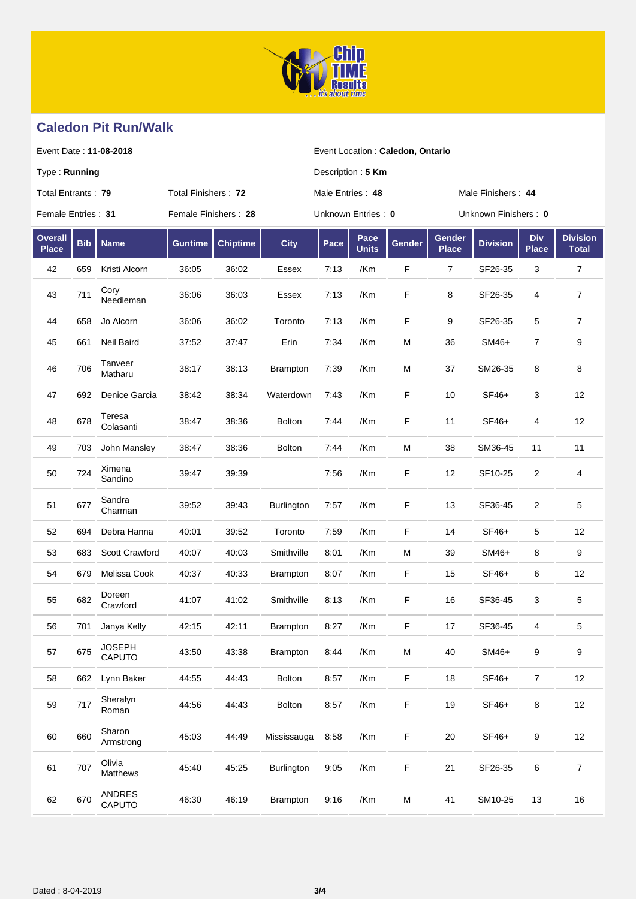## Caledon Pit Run/Walk

| Event Date : **11-08-2018** | | Event Location : **Caledon, Ontario** | |
|---|---|---|---|
| Type : **Running** | | Description : **5 Km** | |
| Total Entrants : **79** | Total Finishers : **72** | Male Entries : **48** | Male Finishers : **44** |
| Female Entries : **31** | Female Finishers : **28** | Unknown Entries : **0** | Unknown Finishers : **0** |

| Overall Place | Bib | Name | Guntime | Chiptime | City | Pace | Pace Units | Gender | Gender Place | Division | Div Place | Division Total |
|---|---|---|---|---|---|---|---|---|---|---|---|---|
| 42 | 659 | Kristi Alcorn | 36:05 | 36:02 | Essex | 7:13 | /Km | F | 7 | SF26-35 | 3 | 7 |
| 43 | 711 | Cory Needleman | 36:06 | 36:03 | Essex | 7:13 | /Km | F | 8 | SF26-35 | 4 | 7 |
| 44 | 658 | Jo Alcorn | 36:06 | 36:02 | Toronto | 7:13 | /Km | F | 9 | SF26-35 | 5 | 7 |
| 45 | 661 | Neil Baird | 37:52 | 37:47 | Erin | 7:34 | /Km | M | 36 | SM46+ | 7 | 9 |
| 46 | 706 | Tanveer Matharu | 38:17 | 38:13 | Brampton | 7:39 | /Km | M | 37 | SM26-35 | 8 | 8 |
| 47 | 692 | Denice Garcia | 38:42 | 38:34 | Waterdown | 7:43 | /Km | F | 10 | SF46+ | 3 | 12 |
| 48 | 678 | Teresa Colasanti | 38:47 | 38:36 | Bolton | 7:44 | /Km | F | 11 | SF46+ | 4 | 12 |
| 49 | 703 | John Mansley | 38:47 | 38:36 | Bolton | 7:44 | /Km | M | 38 | SM36-45 | 11 | 11 |
| 50 | 724 | Ximena Sandino | 39:47 | 39:39 | | 7:56 | /Km | F | 12 | SF10-25 | 2 | 4 |
| 51 | 677 | Sandra Charman | 39:52 | 39:43 | Burlington | 7:57 | /Km | F | 13 | SF36-45 | 2 | 5 |
| 52 | 694 | Debra Hanna | 40:01 | 39:52 | Toronto | 7:59 | /Km | F | 14 | SF46+ | 5 | 12 |
| 53 | 683 | Scott Crawford | 40:07 | 40:03 | Smithville | 8:01 | /Km | M | 39 | SM46+ | 8 | 9 |
| 54 | 679 | Melissa Cook | 40:37 | 40:33 | Brampton | 8:07 | /Km | F | 15 | SF46+ | 6 | 12 |
| 55 | 682 | Doreen Crawford | 41:07 | 41:02 | Smithville | 8:13 | /Km | F | 16 | SF36-45 | 3 | 5 |
| 56 | 701 | Janya Kelly | 42:15 | 42:11 | Brampton | 8:27 | /Km | F | 17 | SF36-45 | 4 | 5 |
| 57 | 675 | JOSEPH CAPUTO | 43:50 | 43:38 | Brampton | 8:44 | /Km | M | 40 | SM46+ | 9 | 9 |
| 58 | 662 | Lynn Baker | 44:55 | 44:43 | Bolton | 8:57 | /Km | F | 18 | SF46+ | 7 | 12 |
| 59 | 717 | Sheralyn Roman | 44:56 | 44:43 | Bolton | 8:57 | /Km | F | 19 | SF46+ | 8 | 12 |
| 60 | 660 | Sharon Armstrong | 45:03 | 44:49 | Mississauga | 8:58 | /Km | F | 20 | SF46+ | 9 | 12 |
| 61 | 707 | Olivia Matthews | 45:40 | 45:25 | Burlington | 9:05 | /Km | F | 21 | SF26-35 | 6 | 7 |
| 62 | 670 | ANDRES CAPUTO | 46:30 | 46:19 | Brampton | 9:16 | /Km | M | 41 | SM10-25 | 13 | 16 |

Dated : 8-04-2019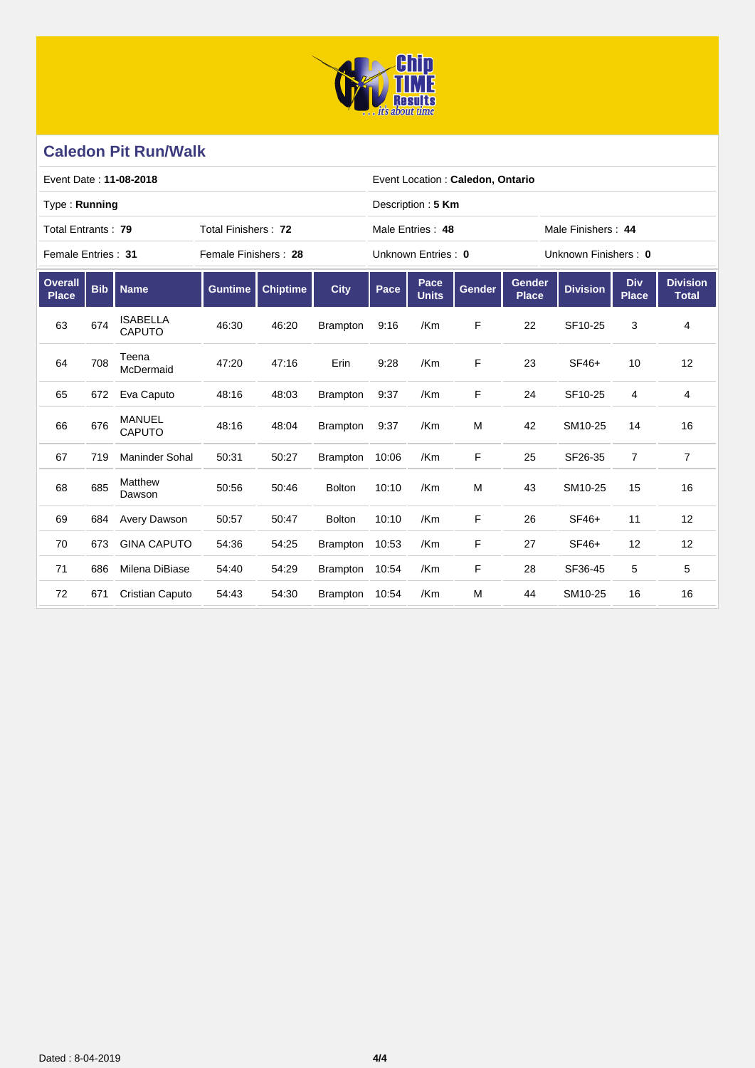## Caledon Pit Run/Walk

| | | | |
|---|---|---|---|
| Event Date : **11-08-2018** | | Event Location : **Caledon, Ontario** | |
| Type : **Running** | | Description : **5 Km** | |
| Total Entrants : **79** | Total Finishers : **72** | Male Entries : **48** | Male Finishers : **44** |
| Female Entries : **31** | Female Finishers : **28** | Unknown Entries : **0** | Unknown Finishers : **0** |

| Overall Place | Bib | Name | Guntime | Chiptime | City | Pace | Pace Units | Gender | Gender Place | Division | Div Place | Division Total |
|---|---|---|---|---|---|---|---|---|---|---|---|---|
| 63 | 674 | ISABELLA CAPUTO | 46:30 | 46:20 | Brampton | 9:16 | /Km | F | 22 | SF10-25 | 3 | 4 |
| 64 | 708 | Teena McDermaid | 47:20 | 47:16 | Erin | 9:28 | /Km | F | 23 | SF46+ | 10 | 12 |
| 65 | 672 | Eva Caputo | 48:16 | 48:03 | Brampton | 9:37 | /Km | F | 24 | SF10-25 | 4 | 4 |
| 66 | 676 | MANUEL CAPUTO | 48:16 | 48:04 | Brampton | 9:37 | /Km | M | 42 | SM10-25 | 14 | 16 |
| 67 | 719 | Maninder Sohal | 50:31 | 50:27 | Brampton | 10:06 | /Km | F | 25 | SF26-35 | 7 | 7 |
| 68 | 685 | Matthew Dawson | 50:56 | 50:46 | Bolton | 10:10 | /Km | M | 43 | SM10-25 | 15 | 16 |
| 69 | 684 | Avery Dawson | 50:57 | 50:47 | Bolton | 10:10 | /Km | F | 26 | SF46+ | 11 | 12 |
| 70 | 673 | GINA CAPUTO | 54:36 | 54:25 | Brampton | 10:53 | /Km | F | 27 | SF46+ | 12 | 12 |
| 71 | 686 | Milena DiBiase | 54:40 | 54:29 | Brampton | 10:54 | /Km | F | 28 | SF36-45 | 5 | 5 |
| 72 | 671 | Cristian Caputo | 54:43 | 54:30 | Brampton | 10:54 | /Km | M | 44 | SM10-25 | 16 | 16 |

Dated : 8-04-2019